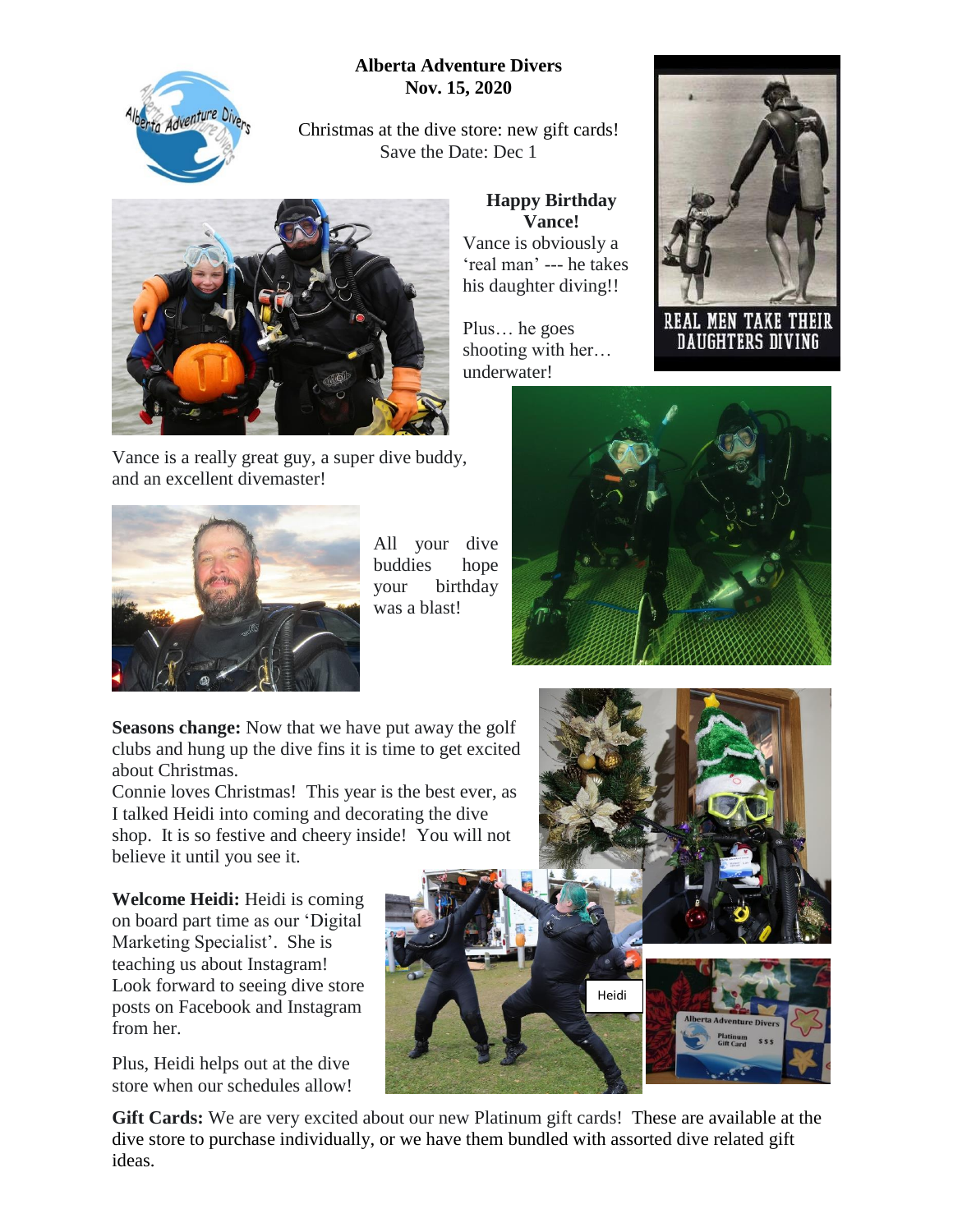**Alberta Adventure Divers**
**Nov. 15, 2020**

Christmas at the dive store: new gift cards!
Save the Date: Dec 1

**Happy Birthday Vance!**

Vance is obviously a 'real man' --- he takes his daughter diving!!

Plus… he goes shooting with her… underwater!

Vance is a really great guy, a super dive buddy, and an excellent divemaster!

All your dive buddies hope your birthday was a blast!

**Seasons change:** Now that we have put away the golf clubs and hung up the dive fins it is time to get excited about Christmas.
Connie loves Christmas! This year is the best ever, as I talked Heidi into coming and decorating the dive shop. It is so festive and cheery inside! You will not believe it until you see it.

**Welcome Heidi:** Heidi is coming on board part time as our 'Digital Marketing Specialist'. She is teaching us about Instagram! Look forward to seeing dive store posts on Facebook and Instagram from her.

Plus, Heidi helps out at the dive store when our schedules allow!

**Gift Cards:** We are very excited about our new Platinum gift cards! These are available at the dive store to purchase individually, or we have them bundled with assorted dive related gift ideas.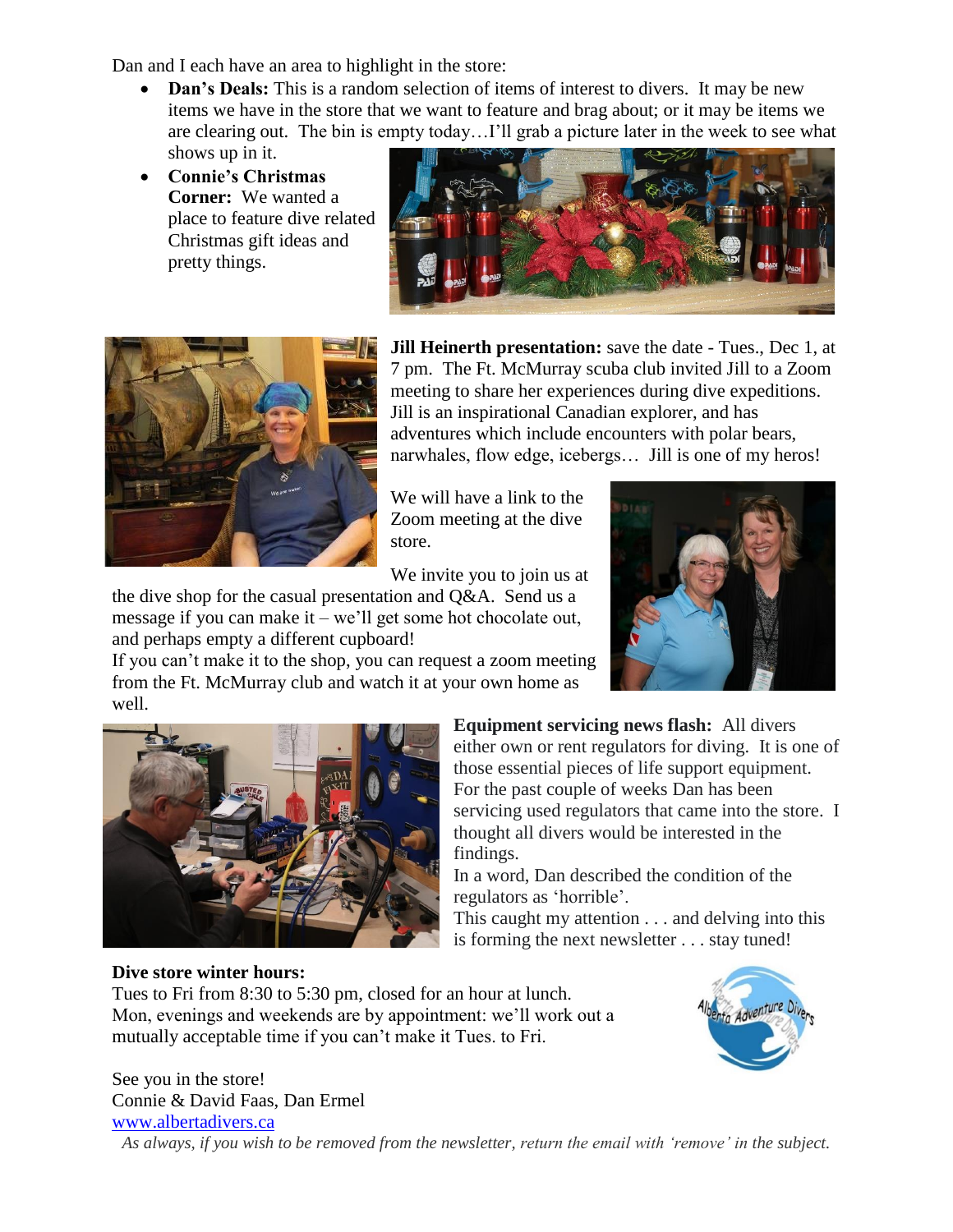Dan and I each have an area to highlight in the store:

- **Dan's Deals:** This is a random selection of items of interest to divers. It may be new items we have in the store that we want to feature and brag about; or it may be items we are clearing out. The bin is empty today…I'll grab a picture later in the week to see what shows up in it.
- **Connie's Christmas Corner:** We wanted a place to feature dive related Christmas gift ideas and pretty things.

**Jill Heinerth presentation:** save the date - Tues., Dec 1, at 7 pm. The Ft. McMurray scuba club invited Jill to a Zoom meeting to share her experiences during dive expeditions. Jill is an inspirational Canadian explorer, and has adventures which include encounters with polar bears, narwhales, flow edge, icebergs… Jill is one of my heros!

We will have a link to the Zoom meeting at the dive store.

We invite you to join us at the dive shop for the casual presentation and Q&A. Send us a message if you can make it – we'll get some hot chocolate out, and perhaps empty a different cupboard!
If you can't make it to the shop, you can request a zoom meeting from the Ft. McMurray club and watch it at your own home as well.

**Equipment servicing news flash:** All divers either own or rent regulators for diving. It is one of those essential pieces of life support equipment. For the past couple of weeks Dan has been servicing used regulators that came into the store. I thought all divers would be interested in the findings.
In a word, Dan described the condition of the regulators as 'horrible'.
This caught my attention . . . and delving into this is forming the next newsletter . . . stay tuned!

**Dive store winter hours:**
Tues to Fri from 8:30 to 5:30 pm, closed for an hour at lunch.
Mon, evenings and weekends are by appointment: we'll work out a mutually acceptable time if you can't make it Tues. to Fri.

See you in the store!
Connie & David Faas, Dan Ermel
www.albertadivers.ca

*As always, if you wish to be removed from the newsletter, return the email with 'remove' in the subject.*